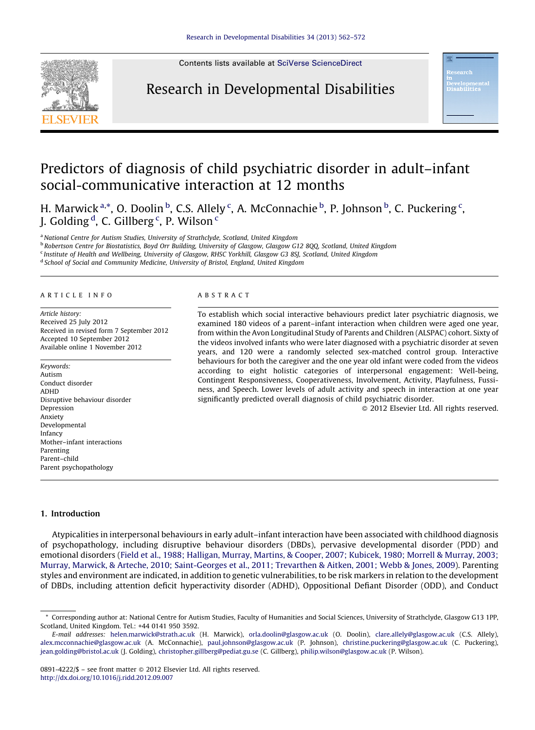Contents lists available at SciVerse ScienceDirect

# Research in Developmental Disabilities

# Predictors of diagnosis of child psychiatric disorder in adult–infant social-communicative interaction at 12 months

H. Marwick [a,*], O. Doolin [b], C.S. Allely [c], A. McConnachie [b], P. Johnson [b], C. Puckering [c], J. Golding [d], C. Gillberg [c], P. Wilson [c]

[a] National Centre for Autism Studies, University of Strathclyde, Scotland, United Kingdom
[b] Robertson Centre for Biostatistics, Boyd Orr Building, University of Glasgow, Glasgow G12 8QQ, Scotland, United Kingdom
[c] Institute of Health and Wellbeing, University of Glasgow, RHSC Yorkhill, Glasgow G3 8SJ, Scotland, United Kingdom
[d] School of Social and Community Medicine, University of Bristol, England, United Kingdom

**ARTICLE INFO**

*Article history:*
Received 25 July 2012
Received in revised form 7 September 2012
Accepted 10 September 2012
Available online 1 November 2012

*Keywords:*
Autism
Conduct disorder
ADHD
Disruptive behaviour disorder
Depression
Anxiety
Developmental
Infancy
Mother–infant interactions
Parenting
Parent–child
Parent psychopathology

**ABSTRACT**

To establish which social interactive behaviours predict later psychiatric diagnosis, we examined 180 videos of a parent–infant interaction when children were aged one year, from within the Avon Longitudinal Study of Parents and Children (ALSPAC) cohort. Sixty of the videos involved infants who were later diagnosed with a psychiatric disorder at seven years, and 120 were a randomly selected sex-matched control group. Interactive behaviours for both the caregiver and the one year old infant were coded from the videos according to eight holistic categories of interpersonal engagement: Well-being, Contingent Responsiveness, Cooperativeness, Involvement, Activity, Playfulness, Fussiness, and Speech. Lower levels of adult activity and speech in interaction at one year significantly predicted overall diagnosis of child psychiatric disorder.

© 2012 Elsevier Ltd. All rights reserved.

## 1. Introduction

Atypicalities in interpersonal behaviours in early adult–infant interaction have been associated with childhood diagnosis of psychopathology, including disruptive behaviour disorders (DBDs), pervasive developmental disorder (PDD) and emotional disorders (Field et al., 1988; Halligan, Murray, Martins, & Cooper, 2007; Kubicek, 1980; Morrell & Murray, 2003; Murray, Marwick, & Arteche, 2010; Saint-Georges et al., 2011; Trevarthen & Aitken, 2001; Webb & Jones, 2009). Parenting styles and environment are indicated, in addition to genetic vulnerabilities, to be risk markers in relation to the development of DBDs, including attention deficit hyperactivity disorder (ADHD), Oppositional Defiant Disorder (ODD), and Conduct

---

* Corresponding author at: National Centre for Autism Studies, Faculty of Humanities and Social Sciences, University of Strathclyde, Glasgow G13 1PP, Scotland, United Kingdom. Tel.: +44 0141 950 3592.

*E-mail addresses:* helen.marwick@strath.ac.uk (H. Marwick), orla.doolin@glasgow.ac.uk (O. Doolin), clare.allely@glasgow.ac.uk (C.S. Allely), alex.mcconnachie@glasgow.ac.uk (A. McConnachie), paul.johnson@glasgow.ac.uk (P. Johnson), christine.puckering@glasgow.ac.uk (C. Puckering), jean.golding@bristol.ac.uk (J. Golding), christopher.gillberg@pediat.gu.se (C. Gillberg), philip.wilson@glasgow.ac.uk (P. Wilson).

0891-4222/$ – see front matter © 2012 Elsevier Ltd. All rights reserved.
http://dx.doi.org/10.1016/j.ridd.2012.09.007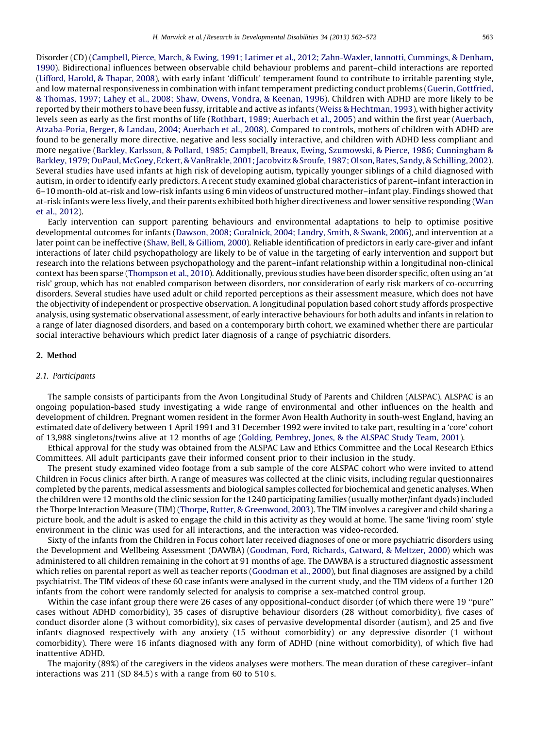Disorder (CD) (Campbell, Pierce, March, & Ewing, 1991; Latimer et al., 2012; Zahn-Waxler, Iannotti, Cummings, & Denham, 1990). Bidirectional influences between observable child behaviour problems and parent–child interactions are reported (Lifford, Harold, & Thapar, 2008), with early infant 'difficult' temperament found to contribute to irritable parenting style, and low maternal responsiveness in combination with infant temperament predicting conduct problems (Guerin, Gottfried, & Thomas, 1997; Lahey et al., 2008; Shaw, Owens, Vondra, & Keenan, 1996). Children with ADHD are more likely to be reported by their mothers to have been fussy, irritable and active as infants (Weiss & Hechtman, 1993), with higher activity levels seen as early as the first months of life (Rothbart, 1989; Auerbach et al., 2005) and within the first year (Auerbach, Atzaba-Poria, Berger, & Landau, 2004; Auerbach et al., 2008). Compared to controls, mothers of children with ADHD are found to be generally more directive, negative and less socially interactive, and children with ADHD less compliant and more negative (Barkley, Karlsson, & Pollard, 1985; Campbell, Breaux, Ewing, Szumowski, & Pierce, 1986; Cunningham & Barkley, 1979; DuPaul, McGoey, Eckert, & VanBrakle, 2001; Jacobvitz & Sroufe, 1987; Olson, Bates, Sandy, & Schilling, 2002). Several studies have used infants at high risk of developing autism, typically younger siblings of a child diagnosed with autism, in order to identify early predictors. A recent study examined global characteristics of parent–infant interaction in 6–10 month-old at-risk and low-risk infants using 6 min videos of unstructured mother–infant play. Findings showed that at-risk infants were less lively, and their parents exhibited both higher directiveness and lower sensitive responding (Wan et al., 2012).

Early intervention can support parenting behaviours and environmental adaptations to help to optimise positive developmental outcomes for infants (Dawson, 2008; Guralnick, 2004; Landry, Smith, & Swank, 2006), and intervention at a later point can be ineffective (Shaw, Bell, & Gilliom, 2000). Reliable identification of predictors in early care-giver and infant interactions of later child psychopathology are likely to be of value in the targeting of early intervention and support but research into the relations between psychopathology and the parent–infant relationship within a longitudinal non-clinical context has been sparse (Thompson et al., 2010). Additionally, previous studies have been disorder specific, often using an 'at risk' group, which has not enabled comparison between disorders, nor consideration of early risk markers of co-occurring disorders. Several studies have used adult or child reported perceptions as their assessment measure, which does not have the objectivity of independent or prospective observation. A longitudinal population based cohort study affords prospective analysis, using systematic observational assessment, of early interactive behaviours for both adults and infants in relation to a range of later diagnosed disorders, and based on a contemporary birth cohort, we examined whether there are particular social interactive behaviours which predict later diagnosis of a range of psychiatric disorders.

## 2. Method

### 2.1. Participants

The sample consists of participants from the Avon Longitudinal Study of Parents and Children (ALSPAC). ALSPAC is an ongoing population-based study investigating a wide range of environmental and other influences on the health and development of children. Pregnant women resident in the former Avon Health Authority in south-west England, having an estimated date of delivery between 1 April 1991 and 31 December 1992 were invited to take part, resulting in a 'core' cohort of 13,988 singletons/twins alive at 12 months of age (Golding, Pembrey, Jones, & the ALSPAC Study Team, 2001).

Ethical approval for the study was obtained from the ALSPAC Law and Ethics Committee and the Local Research Ethics Committees. All adult participants gave their informed consent prior to their inclusion in the study.

The present study examined video footage from a sub sample of the core ALSPAC cohort who were invited to attend Children in Focus clinics after birth. A range of measures was collected at the clinic visits, including regular questionnaires completed by the parents, medical assessments and biological samples collected for biochemical and genetic analyses. When the children were 12 months old the clinic session for the 1240 participating families (usually mother/infant dyads) included the Thorpe Interaction Measure (TIM) (Thorpe, Rutter, & Greenwood, 2003). The TIM involves a caregiver and child sharing a picture book, and the adult is asked to engage the child in this activity as they would at home. The same 'living room' style environment in the clinic was used for all interactions, and the interaction was video-recorded.

Sixty of the infants from the Children in Focus cohort later received diagnoses of one or more psychiatric disorders using the Development and Wellbeing Assessment (DAWBA) (Goodman, Ford, Richards, Gatward, & Meltzer, 2000) which was administered to all children remaining in the cohort at 91 months of age. The DAWBA is a structured diagnostic assessment which relies on parental report as well as teacher reports (Goodman et al., 2000), but final diagnoses are assigned by a child psychiatrist. The TIM videos of these 60 case infants were analysed in the current study, and the TIM videos of a further 120 infants from the cohort were randomly selected for analysis to comprise a sex-matched control group.

Within the case infant group there were 26 cases of any oppositional-conduct disorder (of which there were 19 "pure" cases without ADHD comorbidity), 35 cases of disruptive behaviour disorders (28 without comorbidity), five cases of conduct disorder alone (3 without comorbidity), six cases of pervasive developmental disorder (autism), and 25 and five infants diagnosed respectively with any anxiety (15 without comorbidity) or any depressive disorder (1 without comorbidity). There were 16 infants diagnosed with any form of ADHD (nine without comorbidity), of which five had inattentive ADHD.

The majority (89%) of the caregivers in the videos analyses were mothers. The mean duration of these caregiver–infant interactions was 211 (SD 84.5) s with a range from 60 to 510 s.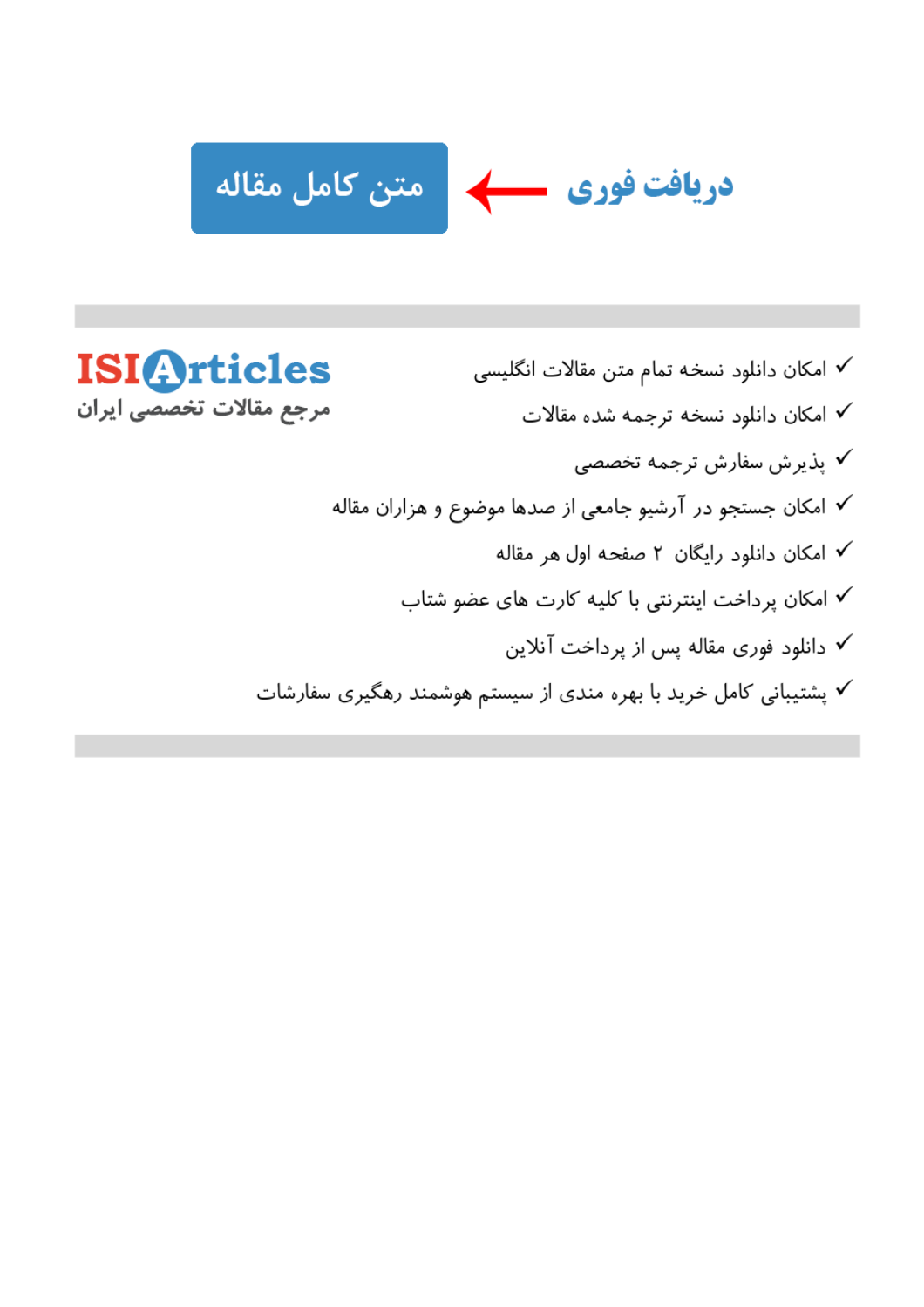دریافت فوری ← **متن کامل مقاله**

**ISIArticles**
مرجع مقالات تخصصی ایران

- ✓ امکان دانلود نسخه تمام متن مقالات انگلیسی
- ✓ امکان دانلود نسخه ترجمه شده مقالات
- ✓ پذیرش سفارش ترجمه تخصصی
- ✓ امکان جستجو در آرشیو جامعی از صدها موضوع و هزاران مقاله
- ✓ امکان دانلود رایگان ۲ صفحه اول هر مقاله
- ✓ امکان پرداخت اینترنتی با کلیه کارت های عضو شتاب
- ✓ دانلود فوری مقاله پس از پرداخت آنلاین
- ✓ پشتیبانی کامل خرید با بهره مندی از سیستم هوشمند رهگیری سفارشات